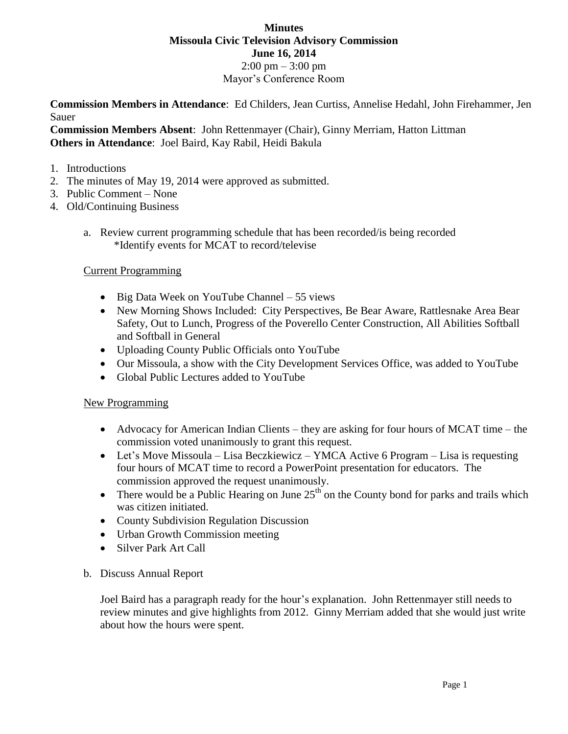**Minutes**
**Missoula Civic Television Advisory Commission**
**June 16, 2014**
2:00 pm – 3:00 pm
Mayor's Conference Room

**Commission Members in Attendance**: Ed Childers, Jean Curtiss, Annelise Hedahl, John Firehammer, Jen Sauer
**Commission Members Absent**: John Rettenmayer (Chair), Ginny Merriam, Hatton Littman
**Others in Attendance**: Joel Baird, Kay Rabil, Heidi Bakula

1. Introductions
2. The minutes of May 19, 2014 were approved as submitted.
3. Public Comment – None
4. Old/Continuing Business

   a. Review current programming schedule that has been recorded/is being recorded
      *Identify events for MCAT to record/televise

   Current Programming

   - Big Data Week on YouTube Channel – 55 views
   - New Morning Shows Included: City Perspectives, Be Bear Aware, Rattlesnake Area Bear Safety, Out to Lunch, Progress of the Poverello Center Construction, All Abilities Softball and Softball in General
   - Uploading County Public Officials onto YouTube
   - Our Missoula, a show with the City Development Services Office, was added to YouTube
   - Global Public Lectures added to YouTube

   New Programming

   - Advocacy for American Indian Clients – they are asking for four hours of MCAT time – the commission voted unanimously to grant this request.
   - Let's Move Missoula – Lisa Beczkiewicz – YMCA Active 6 Program – Lisa is requesting four hours of MCAT time to record a PowerPoint presentation for educators. The commission approved the request unanimously.
   - There would be a Public Hearing on June 25th on the County bond for parks and trails which was citizen initiated.
   - County Subdivision Regulation Discussion
   - Urban Growth Commission meeting
   - Silver Park Art Call

   b. Discuss Annual Report

   Joel Baird has a paragraph ready for the hour's explanation. John Rettenmayer still needs to review minutes and give highlights from 2012. Ginny Merriam added that she would just write about how the hours were spent.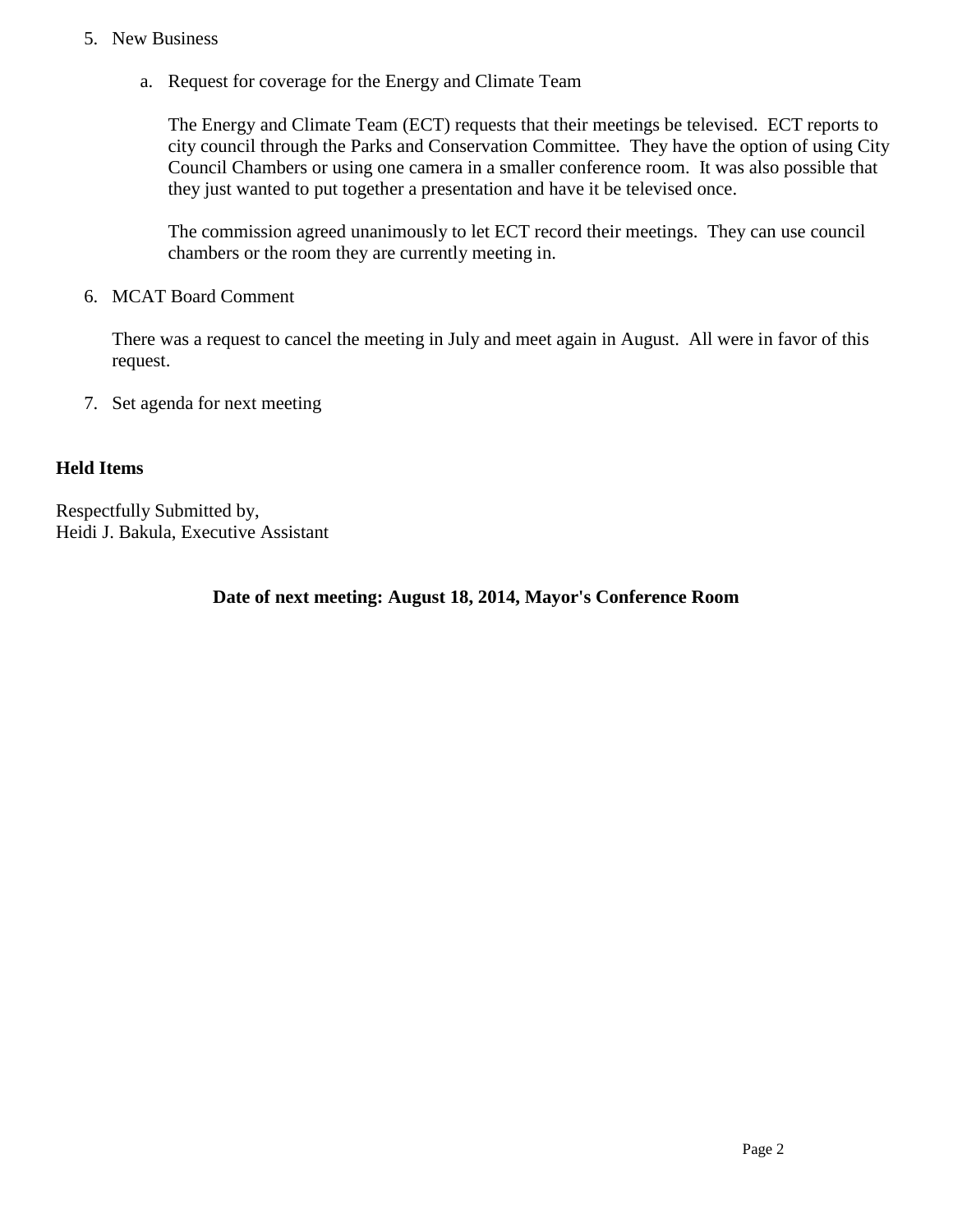5. New Business

    a. Request for coverage for the Energy and Climate Team

        The Energy and Climate Team (ECT) requests that their meetings be televised. ECT reports to city council through the Parks and Conservation Committee. They have the option of using City Council Chambers or using one camera in a smaller conference room. It was also possible that they just wanted to put together a presentation and have it be televised once.

        The commission agreed unanimously to let ECT record their meetings. They can use council chambers or the room they are currently meeting in.

6. MCAT Board Comment

    There was a request to cancel the meeting in July and meet again in August. All were in favor of this request.

7. Set agenda for next meeting

**Held Items**

Respectfully Submitted by,
Heidi J. Bakula, Executive Assistant

**Date of next meeting: August 18, 2014, Mayor's Conference Room**